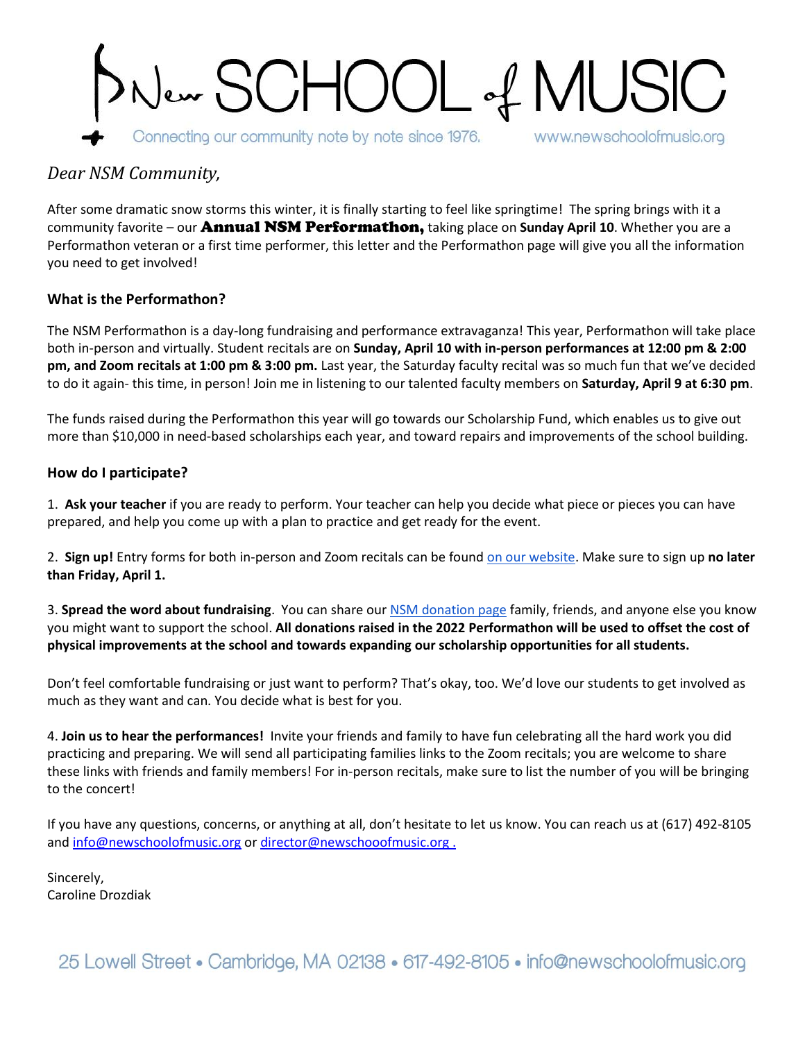# New SCHOOL of MUSIC

Connecting our community note by note since 1976. www.newschoolofmusic.org

*Dear NSM Community,*

After some dramatic snow storms this winter, it is finally starting to feel like springtime! The spring brings with it a community favorite – our **Annual NSM Performathon,** taking place on **Sunday April 10**. Whether you are a Performathon veteran or a first time performer, this letter and the Performathon page will give you all the information you need to get involved!

### What is the Performathon?

The NSM Performathon is a day-long fundraising and performance extravaganza! This year, Performathon will take place both in-person and virtually. Student recitals are on **Sunday, April 10 with in-person performances at 12:00 pm & 2:00 pm, and Zoom recitals at 1:00 pm & 3:00 pm.** Last year, the Saturday faculty recital was so much fun that we've decided to do it again- this time, in person! Join me in listening to our talented faculty members on **Saturday, April 9 at 6:30 pm**.

The funds raised during the Performathon this year will go towards our Scholarship Fund, which enables us to give out more than $10,000 in need-based scholarships each year, and toward repairs and improvements of the school building.

### How do I participate?

1. **Ask your teacher** if you are ready to perform. Your teacher can help you decide what piece or pieces you can have prepared, and help you come up with a plan to practice and get ready for the event.

2. **Sign up!** Entry forms for both in-person and Zoom recitals can be found on our website. Make sure to sign up **no later than Friday, April 1.**

3. **Spread the word about fundraising**. You can share our NSM donation page family, friends, and anyone else you know you might want to support the school. **All donations raised in the 2022 Performathon will be used to offset the cost of physical improvements at the school and towards expanding our scholarship opportunities for all students.**

Don't feel comfortable fundraising or just want to perform? That's okay, too. We'd love our students to get involved as much as they want and can. You decide what is best for you.

4. **Join us to hear the performances!** Invite your friends and family to have fun celebrating all the hard work you did practicing and preparing. We will send all participating families links to the Zoom recitals; you are welcome to share these links with friends and family members! For in-person recitals, make sure to list the number of you will be bringing to the concert!

If you have any questions, concerns, or anything at all, don't hesitate to let us know. You can reach us at (617) 492-8105 and info@newschoolofmusic.org or director@newschooofmusic.org .

Sincerely,
Caroline Drozdiak

25 Lowell Street • Cambridge, MA 02138 • 617-492-8105 • info@newschoolofmusic.org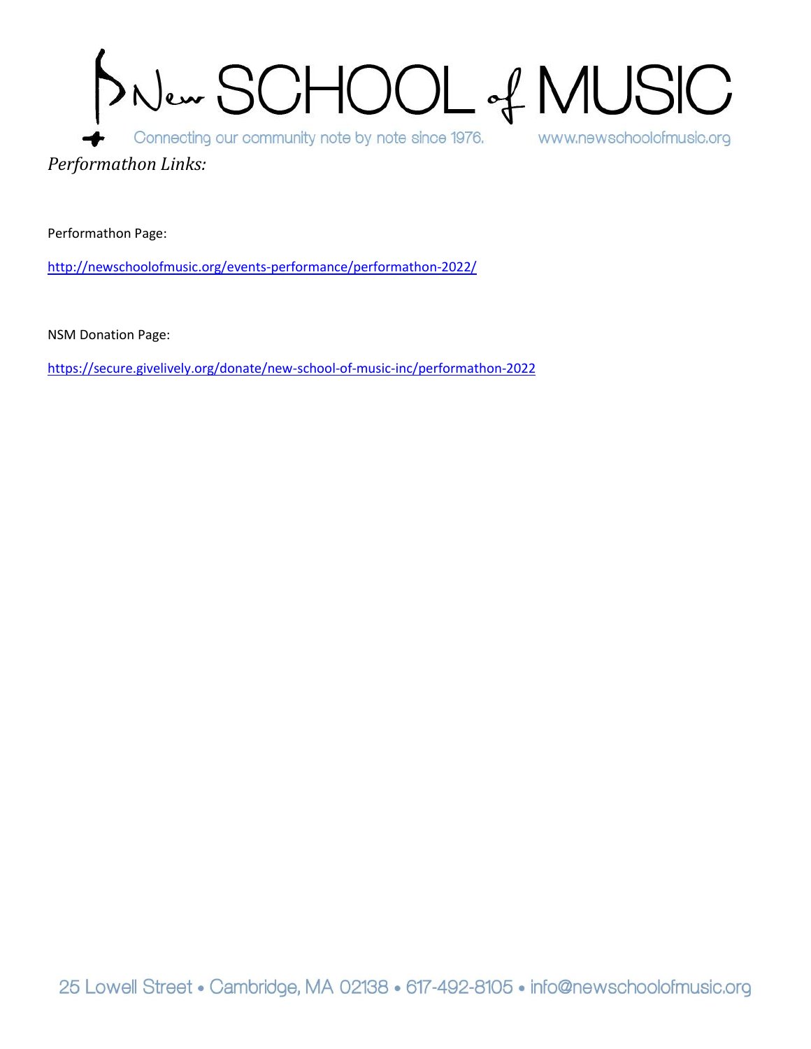*Performathon Links:*

Performathon Page:

http://newschoolofmusic.org/events-performance/performathon-2022/

NSM Donation Page:

https://secure.givelively.org/donate/new-school-of-music-inc/performathon-2022